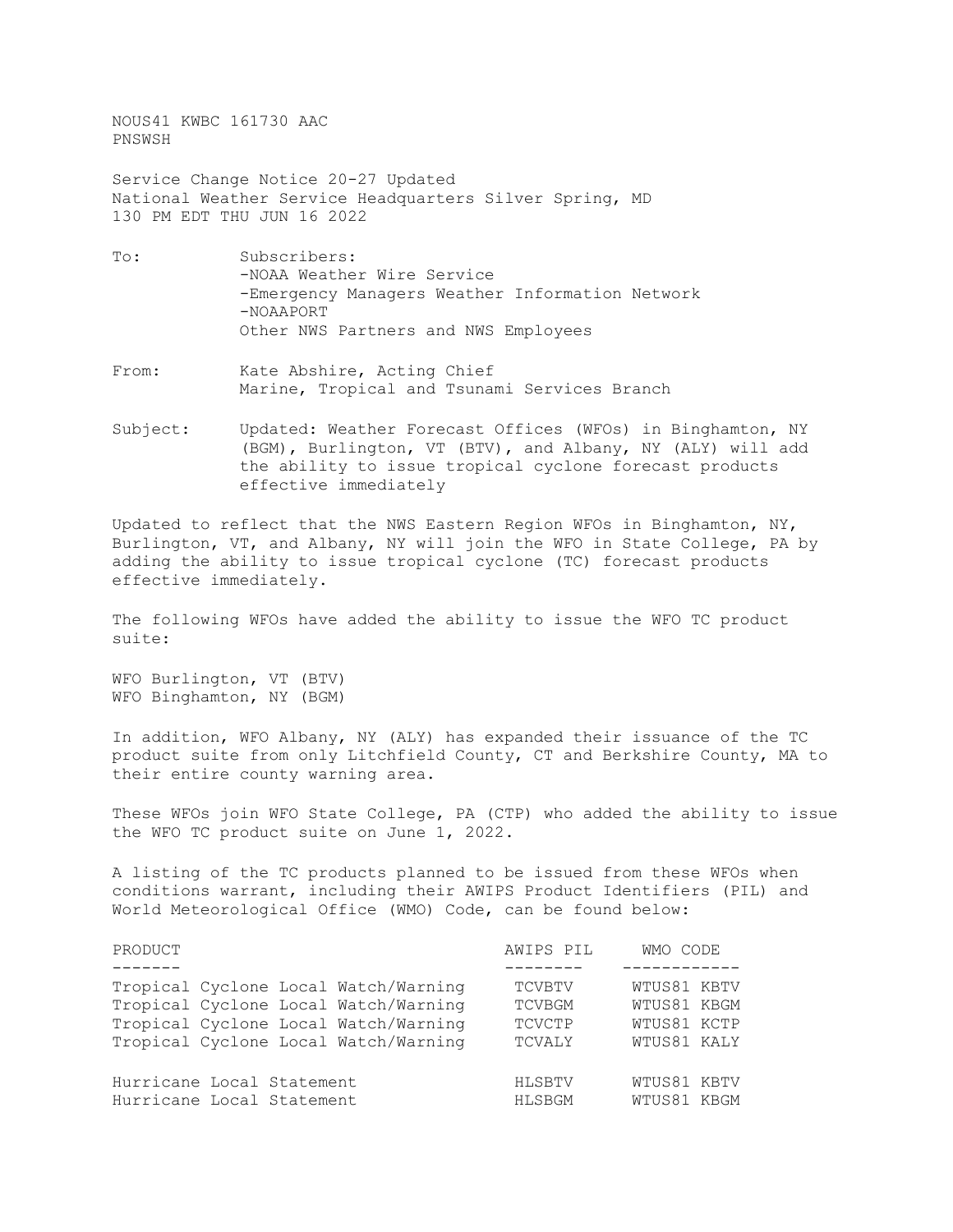NOUS41 KWBC 161730 AAC
PNSWSH

Service Change Notice 20-27 Updated
National Weather Service Headquarters Silver Spring, MD
130 PM EDT THU JUN 16 2022

To: Subscribers:
-NOAA Weather Wire Service
-Emergency Managers Weather Information Network
-NOAAPORT
Other NWS Partners and NWS Employees

From: Kate Abshire, Acting Chief
Marine, Tropical and Tsunami Services Branch

Subject: Updated: Weather Forecast Offices (WFOs) in Binghamton, NY (BGM), Burlington, VT (BTV), and Albany, NY (ALY) will add the ability to issue tropical cyclone forecast products effective immediately

Updated to reflect that the NWS Eastern Region WFOs in Binghamton, NY, Burlington, VT, and Albany, NY will join the WFO in State College, PA by adding the ability to issue tropical cyclone (TC) forecast products effective immediately.

The following WFOs have added the ability to issue the WFO TC product suite:

WFO Burlington, VT (BTV)
WFO Binghamton, NY (BGM)

In addition, WFO Albany, NY (ALY) has expanded their issuance of the TC product suite from only Litchfield County, CT and Berkshire County, MA to their entire county warning area.

These WFOs join WFO State College, PA (CTP) who added the ability to issue the WFO TC product suite on June 1, 2022.

A listing of the TC products planned to be issued from these WFOs when conditions warrant, including their AWIPS Product Identifiers (PIL) and World Meteorological Office (WMO) Code, can be found below:

| PRODUCT | AWIPS PIL | WMO CODE |
|---|---|---|
| Tropical Cyclone Local Watch/Warning | TCVBTV | WTUS81 KBTV |
| Tropical Cyclone Local Watch/Warning | TCVBGM | WTUS81 KBGM |
| Tropical Cyclone Local Watch/Warning | TCVCTP | WTUS81 KCTP |
| Tropical Cyclone Local Watch/Warning | TCVALY | WTUS81 KALY |
| Hurricane Local Statement | HLSBTV | WTUS81 KBTV |
| Hurricane Local Statement | HLSBGM | WTUS81 KBGM |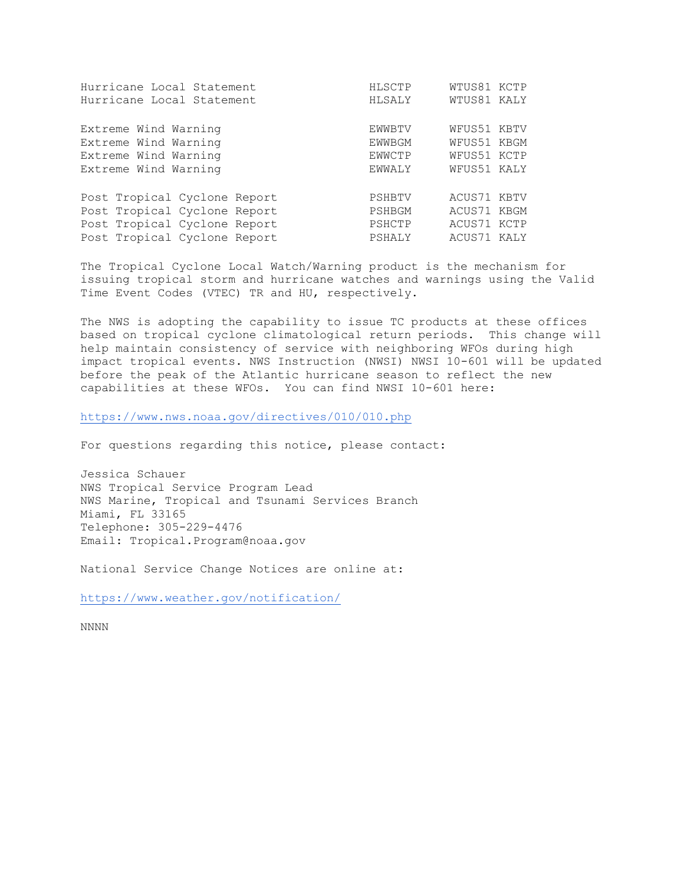| | | |
|---|---|---|
| Hurricane Local Statement | HLSCTP | WTUS81 KCTP |
| Hurricane Local Statement | HLSALY | WTUS81 KALY |
| | | |
| Extreme Wind Warning | EWWBTV | WFUS51 KBTV |
| Extreme Wind Warning | EWWBGM | WFUS51 KBGM |
| Extreme Wind Warning | EWWCTP | WFUS51 KCTP |
| Extreme Wind Warning | EWWALY | WFUS51 KALY |
| | | |
| Post Tropical Cyclone Report | PSHBTV | ACUS71 KBTV |
| Post Tropical Cyclone Report | PSHBGM | ACUS71 KBGM |
| Post Tropical Cyclone Report | PSHCTP | ACUS71 KCTP |
| Post Tropical Cyclone Report | PSHALY | ACUS71 KALY |

The Tropical Cyclone Local Watch/Warning product is the mechanism for issuing tropical storm and hurricane watches and warnings using the Valid Time Event Codes (VTEC) TR and HU, respectively.

The NWS is adopting the capability to issue TC products at these offices based on tropical cyclone climatological return periods. This change will help maintain consistency of service with neighboring WFOs during high impact tropical events. NWS Instruction (NWSI) NWSI 10-601 will be updated before the peak of the Atlantic hurricane season to reflect the new capabilities at these WFOs. You can find NWSI 10-601 here:

https://www.nws.noaa.gov/directives/010/010.php

For questions regarding this notice, please contact:

Jessica Schauer
NWS Tropical Service Program Lead
NWS Marine, Tropical and Tsunami Services Branch
Miami, FL 33165
Telephone: 305-229-4476
Email: Tropical.Program@noaa.gov

National Service Change Notices are online at:

https://www.weather.gov/notification/

NNNN